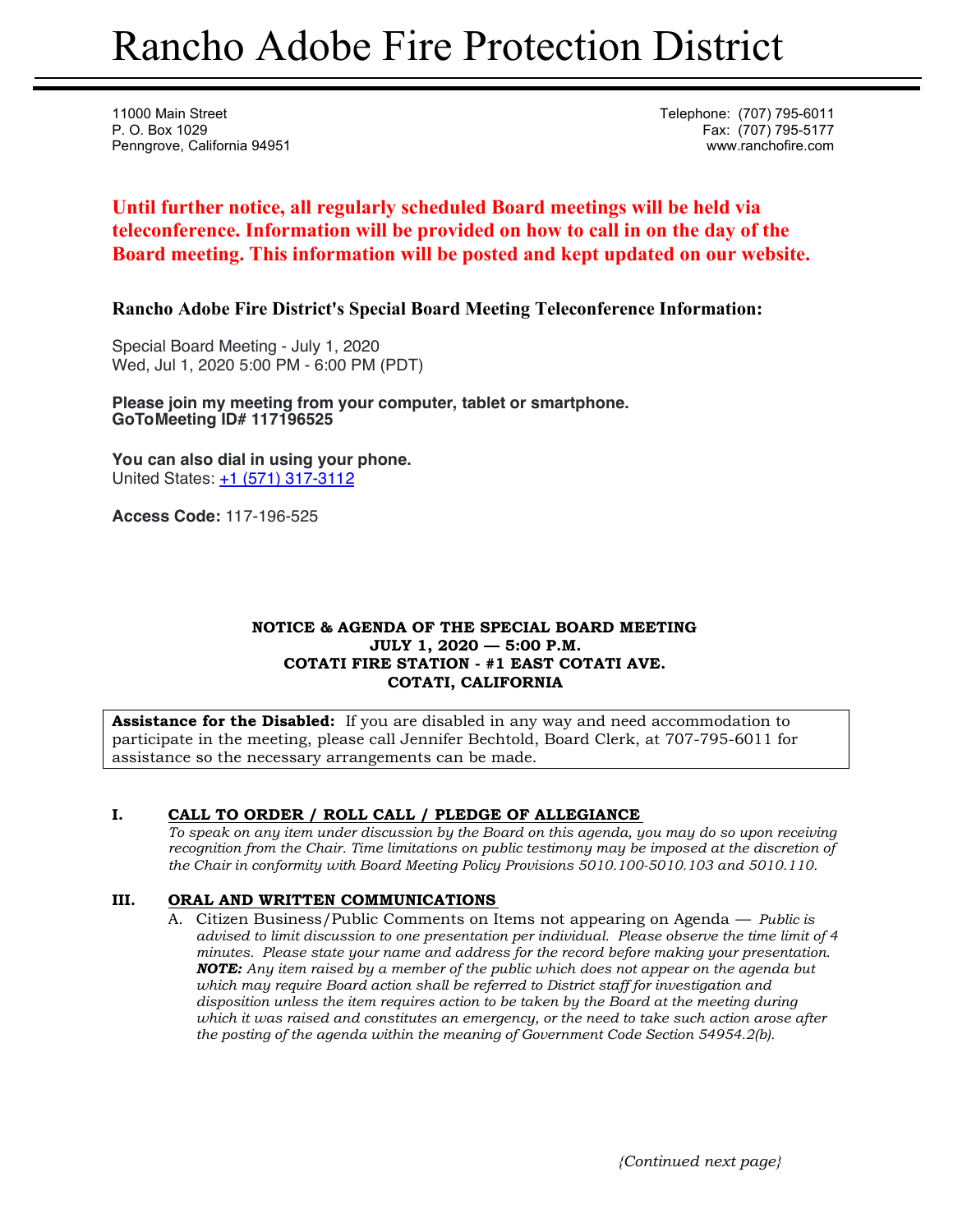# Rancho Adobe Fire Protection District

11000 Main Street
P. O. Box 1029
Penngrove, California 94951

Telephone: (707) 795-6011
Fax: (707) 795-5177
www.ranchofire.com

**Until further notice, all regularly scheduled Board meetings will be held via teleconference. Information will be provided on how to call in on the day of the Board meeting. This information will be posted and kept updated on our website.**

**Rancho Adobe Fire District's Special Board Meeting Teleconference Information:**

Special Board Meeting - July 1, 2020
Wed, Jul 1, 2020 5:00 PM - 6:00 PM (PDT)

**Please join my meeting from your computer, tablet or smartphone.**
**GoToMeeting ID# 117196525**

**You can also dial in using your phone.**
United States: +1 (571) 317-3112

**Access Code:** 117-196-525

**NOTICE & AGENDA OF THE SPECIAL BOARD MEETING**
**JULY 1, 2020 — 5:00 P.M.**
**COTATI FIRE STATION - #1 EAST COTATI AVE.**
**COTATI, CALIFORNIA**

**Assistance for the Disabled:** If you are disabled in any way and need accommodation to participate in the meeting, please call Jennifer Bechtold, Board Clerk, at 707-795-6011 for assistance so the necessary arrangements can be made.

## I. CALL TO ORDER / ROLL CALL / PLEDGE OF ALLEGIANCE

*To speak on any item under discussion by the Board on this agenda, you may do so upon receiving recognition from the Chair. Time limitations on public testimony may be imposed at the discretion of the Chair in conformity with Board Meeting Policy Provisions 5010.100-5010.103 and 5010.110.*

## III. ORAL AND WRITTEN COMMUNICATIONS

A. Citizen Business/Public Comments on Items not appearing on Agenda — *Public is advised to limit discussion to one presentation per individual. Please observe the time limit of 4 minutes. Please state your name and address for the record before making your presentation.* ***NOTE:*** *Any item raised by a member of the public which does not appear on the agenda but which may require Board action shall be referred to District staff for investigation and disposition unless the item requires action to be taken by the Board at the meeting during which it was raised and constitutes an emergency, or the need to take such action arose after the posting of the agenda within the meaning of Government Code Section 54954.2(b).*

*{Continued next page}*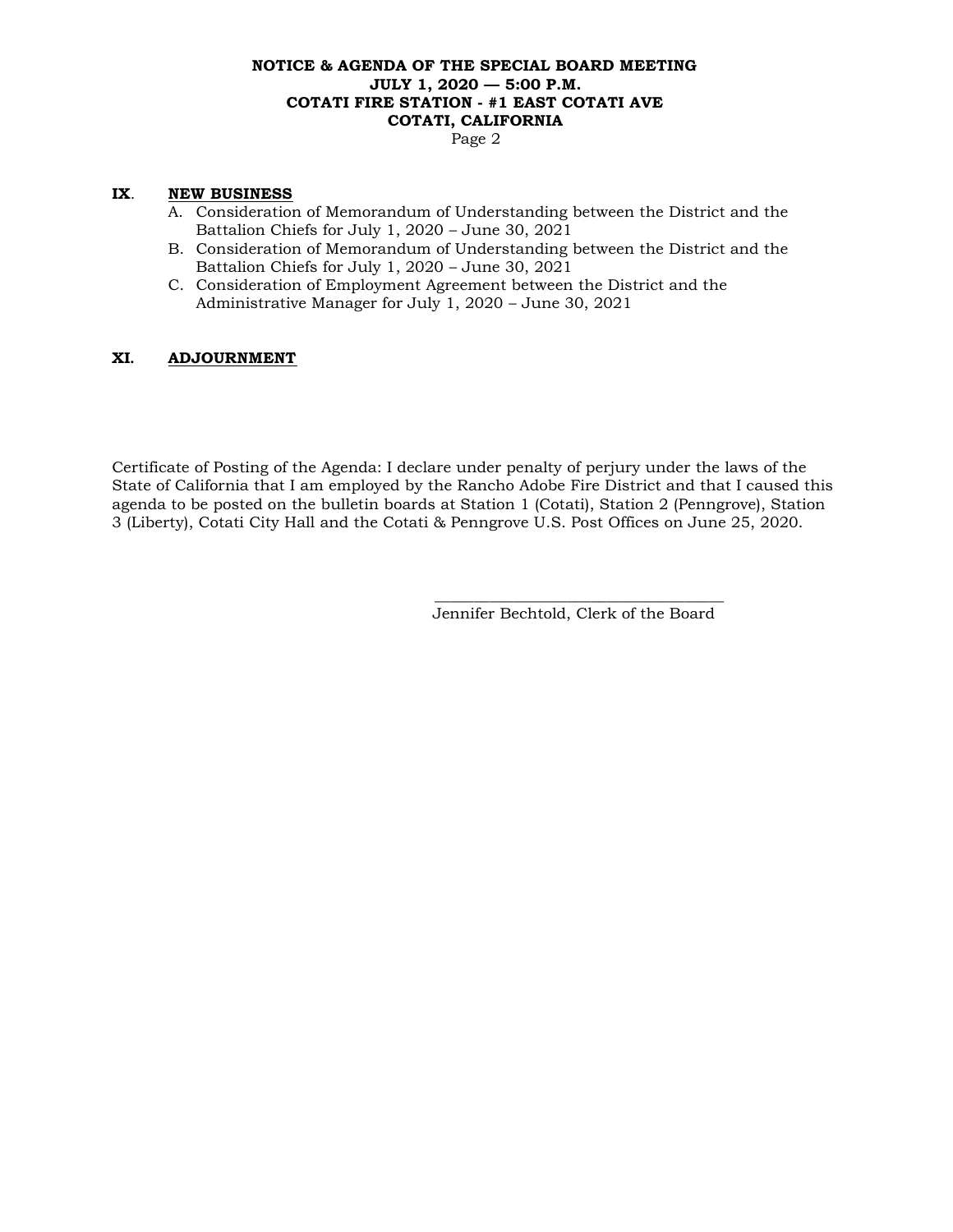**NOTICE & AGENDA OF THE SPECIAL BOARD MEETING**
**JULY 1, 2020 — 5:00 P.M.**
**COTATI FIRE STATION - #1 EAST COTATI AVE**
**COTATI, CALIFORNIA**

## IX. NEW BUSINESS

A. Consideration of Memorandum of Understanding between the District and the Battalion Chiefs for July 1, 2020 – June 30, 2021
B. Consideration of Memorandum of Understanding between the District and the Battalion Chiefs for July 1, 2020 – June 30, 2021
C. Consideration of Employment Agreement between the District and the Administrative Manager for July 1, 2020 – June 30, 2021

## XI. ADJOURNMENT

Certificate of Posting of the Agenda: I declare under penalty of perjury under the laws of the State of California that I am employed by the Rancho Adobe Fire District and that I caused this agenda to be posted on the bulletin boards at Station 1 (Cotati), Station 2 (Penngrove), Station 3 (Liberty), Cotati City Hall and the Cotati & Penngrove U.S. Post Offices on June 25, 2020.

\_\_\_\_\_\_\_\_\_\_\_\_\_\_\_\_\_\_\_\_\_\_\_\_\_\_\_\_\_\_\_\_\_\_\_

Jennifer Bechtold, Clerk of the Board